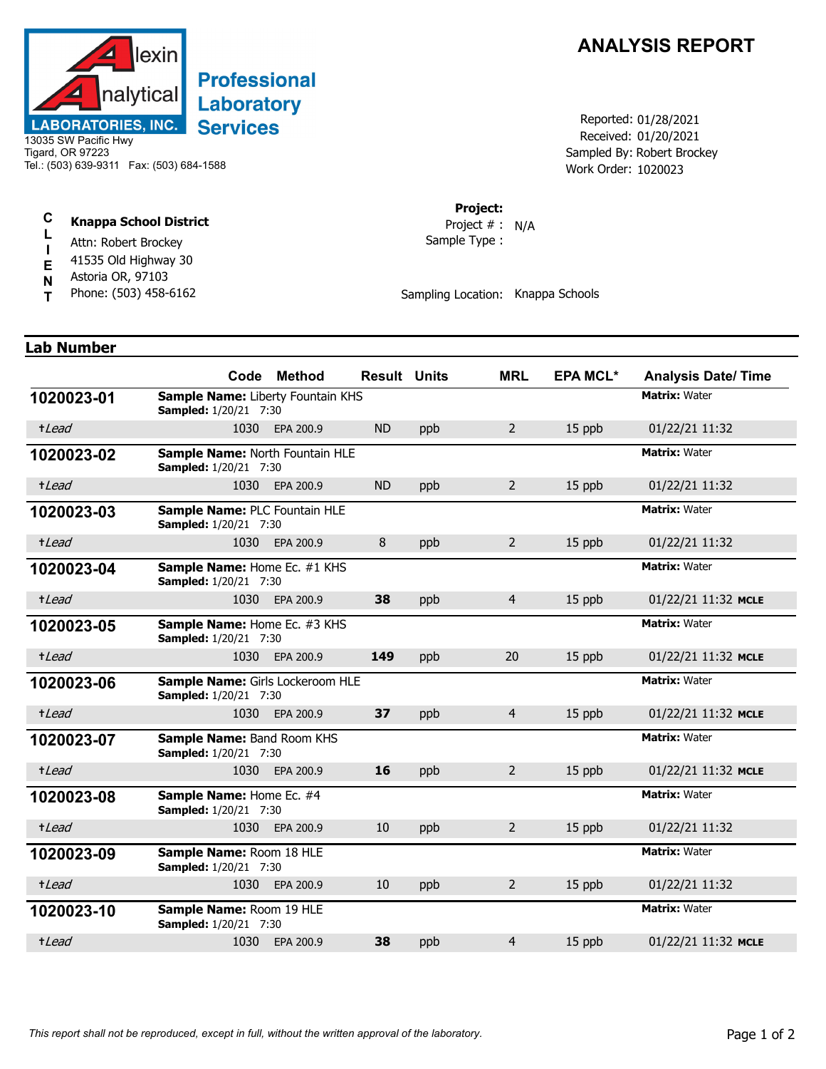Alexin Analytical LABORATORIES, INC.

**Professional Laboratory Services**

13035 SW Pacific Hwy
Tigard, OR 97223
Tel.: (503) 639-9311 Fax: (503) 684-1588

# ANALYSIS REPORT

Reported: 01/28/2021
Received: 01/20/2021
Sampled By: Robert Brockey
Work Order: 1020023

**CLIENT**

**Knappa School District**
Attn: Robert Brockey
41535 Old Highway 30
Astoria OR, 97103
Phone: (503) 458-6162

**Project:**
Project # : N/A
Sample Type :

Sampling Location: Knappa Schools

## Lab Number

| Lab Number | Code | Method | Result | Units | MRL | EPA MCL* | Analysis Date/ Time |
|---|---|---|---|---|---|---|---|
| **1020023-01** | **Sample Name:** Liberty Fountain KHS **Sampled:** 1/20/21 7:30 | | | | | | **Matrix:** Water |
| †*Lead* | 1030 | EPA 200.9 | ND | ppb | 2 | 15 ppb | 01/22/21 11:32 |
| **1020023-02** | **Sample Name:** North Fountain HLE **Sampled:** 1/20/21 7:30 | | | | | | **Matrix:** Water |
| †*Lead* | 1030 | EPA 200.9 | ND | ppb | 2 | 15 ppb | 01/22/21 11:32 |
| **1020023-03** | **Sample Name:** PLC Fountain HLE **Sampled:** 1/20/21 7:30 | | | | | | **Matrix:** Water |
| †*Lead* | 1030 | EPA 200.9 | 8 | ppb | 2 | 15 ppb | 01/22/21 11:32 |
| **1020023-04** | **Sample Name:** Home Ec. #1 KHS **Sampled:** 1/20/21 7:30 | | | | | | **Matrix:** Water |
| †*Lead* | 1030 | EPA 200.9 | **38** | ppb | 4 | 15 ppb | 01/22/21 11:32 **MCLE** |
| **1020023-05** | **Sample Name:** Home Ec. #3 KHS **Sampled:** 1/20/21 7:30 | | | | | | **Matrix:** Water |
| †*Lead* | 1030 | EPA 200.9 | **149** | ppb | 20 | 15 ppb | 01/22/21 11:32 **MCLE** |
| **1020023-06** | **Sample Name:** Girls Lockeroom HLE **Sampled:** 1/20/21 7:30 | | | | | | **Matrix:** Water |
| †*Lead* | 1030 | EPA 200.9 | **37** | ppb | 4 | 15 ppb | 01/22/21 11:32 **MCLE** |
| **1020023-07** | **Sample Name:** Band Room KHS **Sampled:** 1/20/21 7:30 | | | | | | **Matrix:** Water |
| †*Lead* | 1030 | EPA 200.9 | **16** | ppb | 2 | 15 ppb | 01/22/21 11:32 **MCLE** |
| **1020023-08** | **Sample Name:** Home Ec. #4 **Sampled:** 1/20/21 7:30 | | | | | | **Matrix:** Water |
| †*Lead* | 1030 | EPA 200.9 | 10 | ppb | 2 | 15 ppb | 01/22/21 11:32 |
| **1020023-09** | **Sample Name:** Room 18 HLE **Sampled:** 1/20/21 7:30 | | | | | | **Matrix:** Water |
| †*Lead* | 1030 | EPA 200.9 | 10 | ppb | 2 | 15 ppb | 01/22/21 11:32 |
| **1020023-10** | **Sample Name:** Room 19 HLE **Sampled:** 1/20/21 7:30 | | | | | | **Matrix:** Water |
| †*Lead* | 1030 | EPA 200.9 | **38** | ppb | 4 | 15 ppb | 01/22/21 11:32 **MCLE** |

*This report shall not be reproduced, except in full, without the written approval of the laboratory.*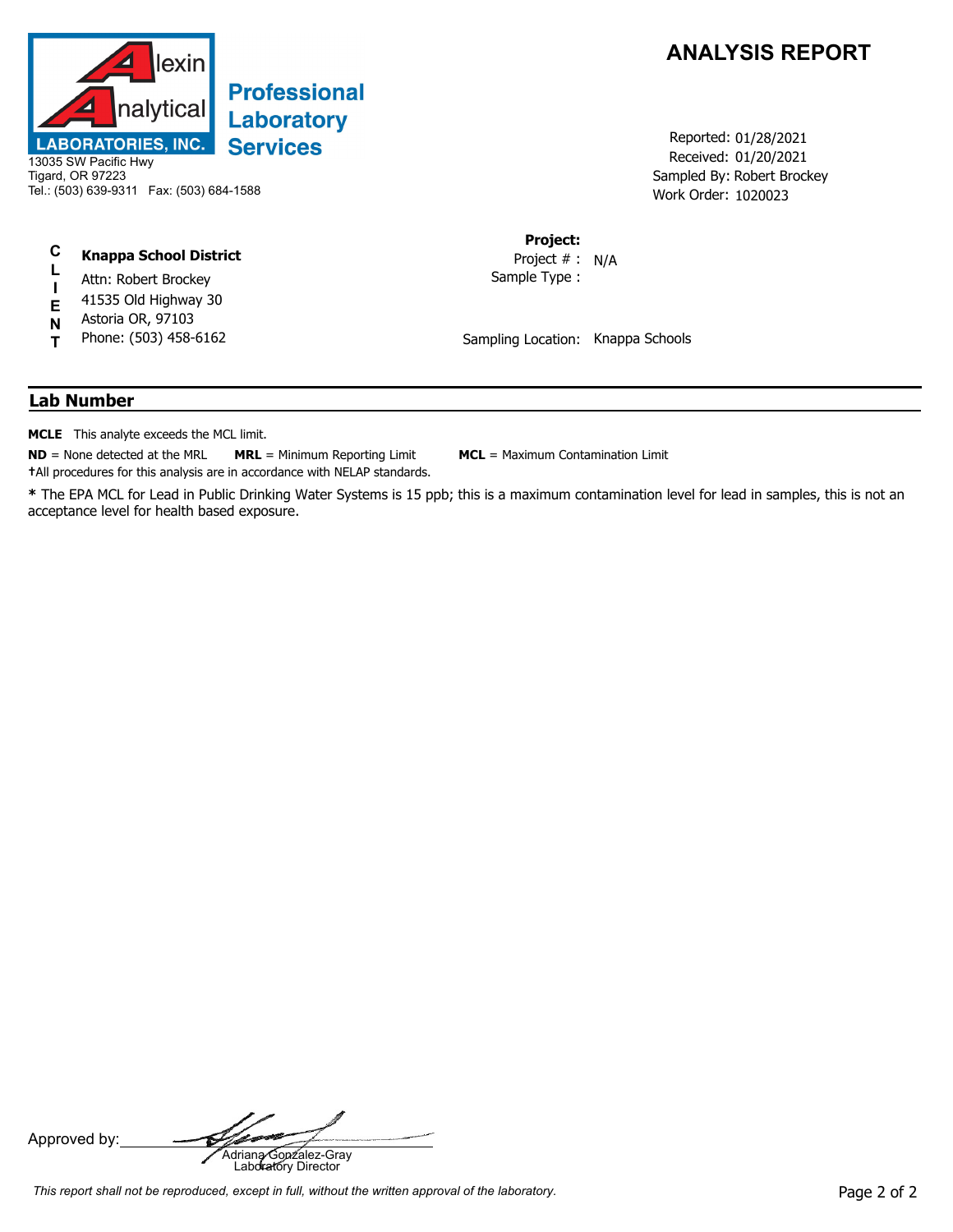# ANALYSIS REPORT

**Alexin Analytical Laboratories, Inc.**
Professional Laboratory Services
13035 SW Pacific Hwy
Tigard, OR 97223
Tel.: (503) 639-9311 Fax: (503) 684-1588

Reported: 01/28/2021
Received: 01/20/2021
Sampled By: Robert Brockey
Work Order: 1020023

**CLIENT**

**Knappa School District**
Attn: Robert Brockey
41535 Old Highway 30
Astoria OR, 97103
Phone: (503) 458-6162

**Project:**
Project # : N/A
Sample Type :

Sampling Location: Knappa Schools

## Lab Number

**MCLE** This analyte exceeds the MCL limit.

**ND** = None detected at the MRL **MRL** = Minimum Reporting Limit **MCL** = Maximum Contamination Limit

†All procedures for this analysis are in accordance with NELAP standards.

**\*** The EPA MCL for Lead in Public Drinking Water Systems is 15 ppb; this is a maximum contamination level for lead in samples, this is not an acceptance level for health based exposure.

Approved by: Adriana Gonzalez-Gray
Laboratory Director

*This report shall not be reproduced, except in full, without the written approval of the laboratory.*